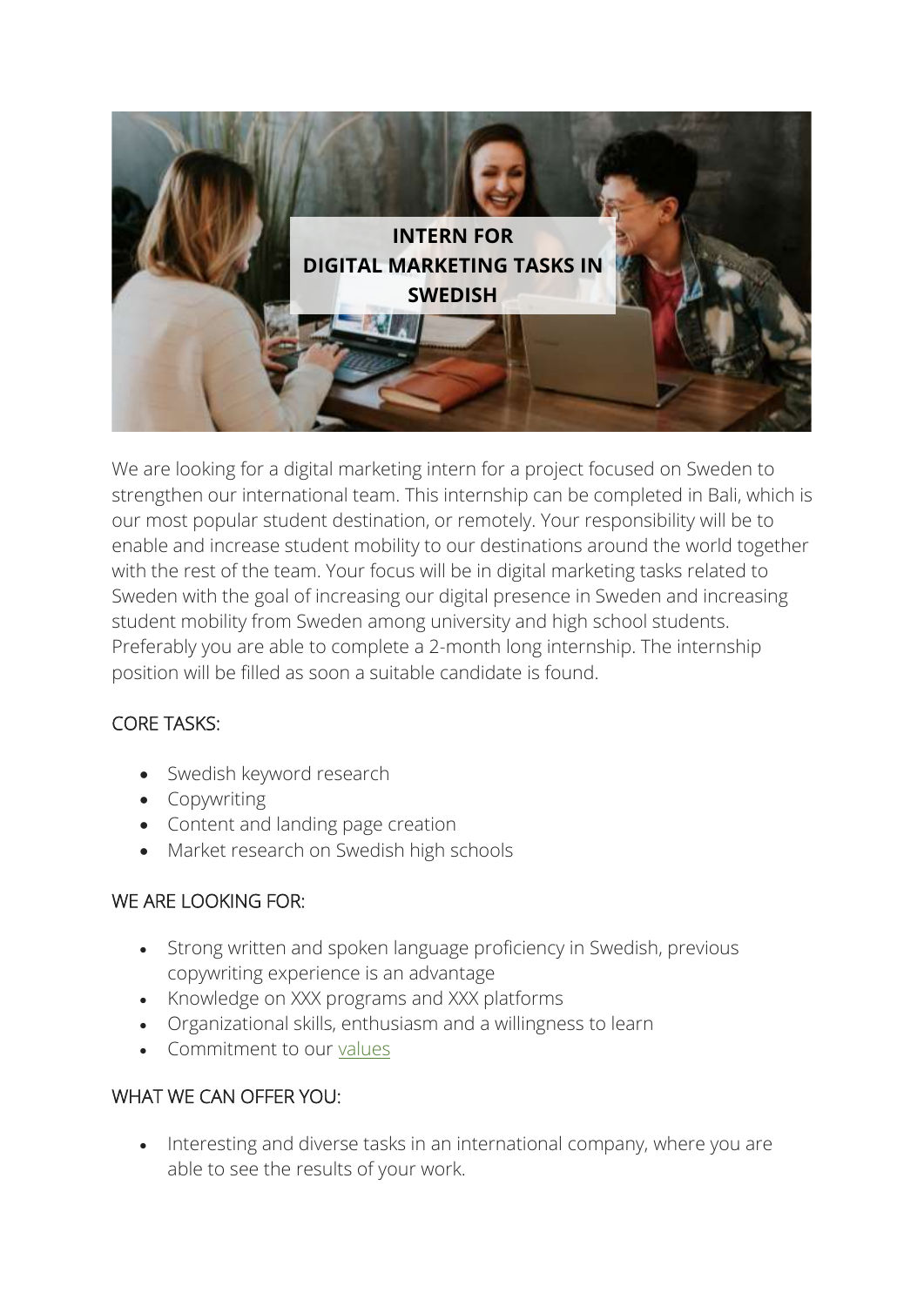# INTERN FOR DIGITAL MARKETING TASKS IN SWEDISH

We are looking for a digital marketing intern for a project focused on Sweden to strengthen our international team. This internship can be completed in Bali, which is our most popular student destination, or remotely. Your responsibility will be to enable and increase student mobility to our destinations around the world together with the rest of the team. Your focus will be in digital marketing tasks related to Sweden with the goal of increasing our digital presence in Sweden and increasing student mobility from Sweden among university and high school students. Preferably you are able to complete a 2-month long internship. The internship position will be filled as soon a suitable candidate is found.

## CORE TASKS:

- Swedish keyword research
- Copywriting
- Content and landing page creation
- Market research on Swedish high schools

## WE ARE LOOKING FOR:

- Strong written and spoken language proficiency in Swedish, previous copywriting experience is an advantage
- Knowledge on XXX programs and XXX platforms
- Organizational skills, enthusiasm and a willingness to learn
- Commitment to our values

## WHAT WE CAN OFFER YOU:

- Interesting and diverse tasks in an international company, where you are able to see the results of your work.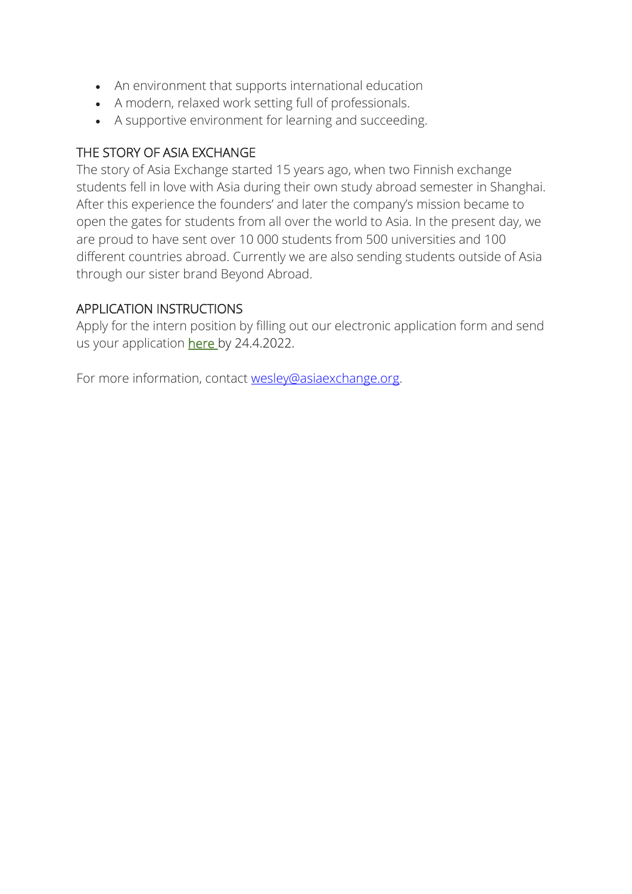- An environment that supports international education
- A modern, relaxed work setting full of professionals.
- A supportive environment for learning and succeeding.

## THE STORY OF ASIA EXCHANGE

The story of Asia Exchange started 15 years ago, when two Finnish exchange students fell in love with Asia during their own study abroad semester in Shanghai. After this experience the founders' and later the company's mission became to open the gates for students from all over the world to Asia. In the present day, we are proud to have sent over 10 000 students from 500 universities and 100 different countries abroad. Currently we are also sending students outside of Asia through our sister brand Beyond Abroad.

## APPLICATION INSTRUCTIONS

Apply for the intern position by filling out our electronic application form and send us your application here by 24.4.2022.

For more information, contact wesley@asiaexchange.org.